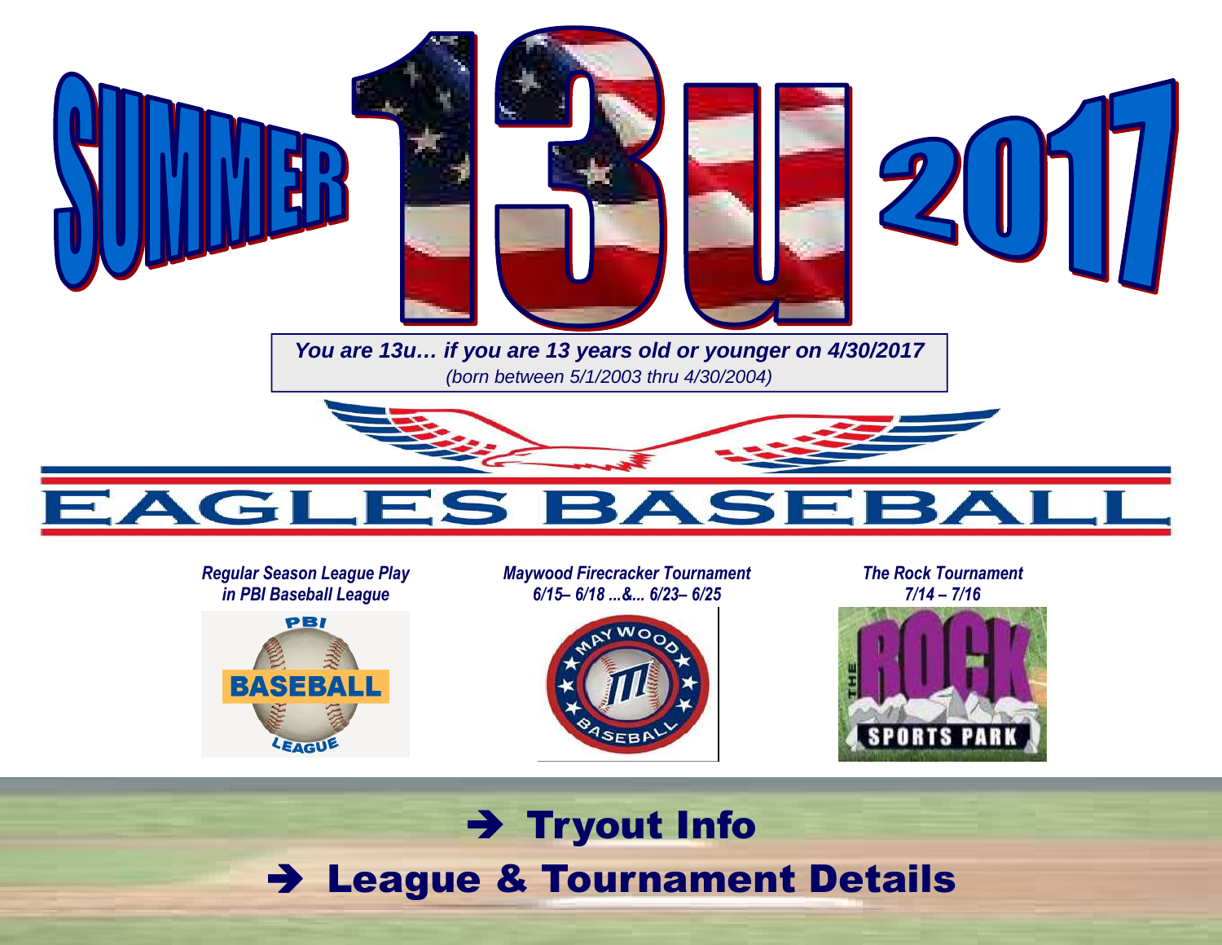# SUMMER 13U 2017

***You are 13u… if you are 13 years old or younger on 4/30/2017***

*(born between 5/1/2003 thru 4/30/2004)*

## EAGLES BASEBALL

***Regular Season League Play in PBI Baseball League***

PBI BASEBALL LEAGUE

***Maywood Firecracker Tournament 6/15– 6/18 ...&... 6/23– 6/25***

MAYWOOD BASEBALL

***The Rock Tournament 7/14 – 7/16***

THE ROCK SPORTS PARK

## ➔ Tryout Info

## ➔ League & Tournament Details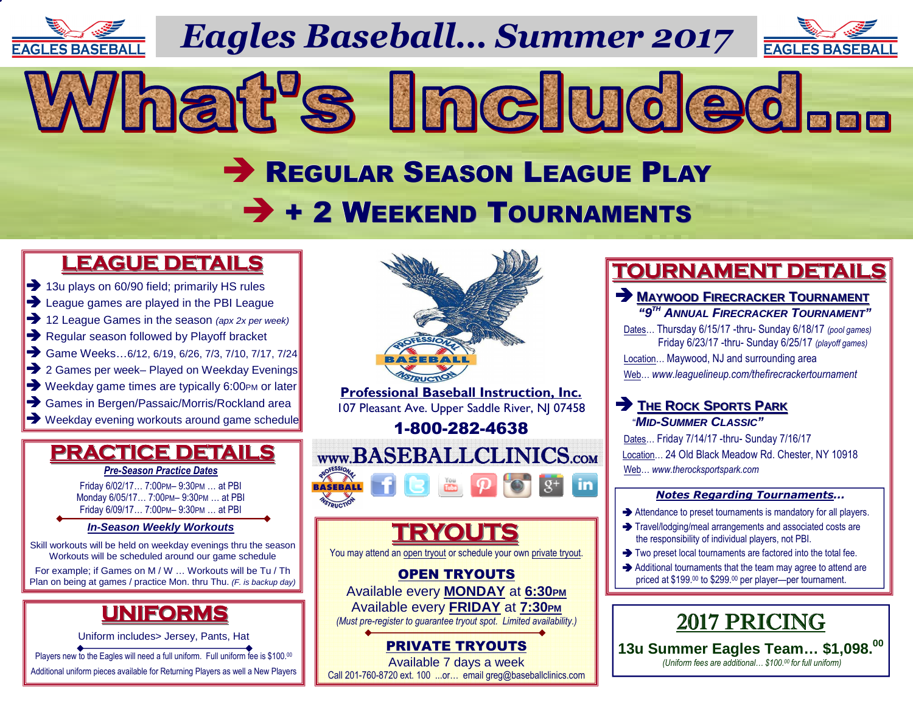# Eagles Baseball... Summer 2017

EAGLES BASEBALL

# What's Included...

## ➔ Regular Season League Play

## ➔ + 2 Weekend Tournaments

## LEAGUE DETAILS

- ➔ 13u plays on 60/90 field; primarily HS rules
- ➔ League games are played in the PBI League
- ➔ 12 League Games in the season *(apx 2x per week)*
- ➔ Regular season followed by Playoff bracket
- ➔ Game Weeks…6/12, 6/19, 6/26, 7/3, 7/10, 7/17, 7/24
- ➔ 2 Games per week– Played on Weekday Evenings
- ➔ Weekday game times are typically 6:00PM or later
- ➔ Games in Bergen/Passaic/Morris/Rockland area
- ➔ Weekday evening workouts around game schedule

## PRACTICE DETAILS

***Pre-Season Practice Dates***

Friday 6/02/17… 7:00PM– 9:30PM … at PBI
Monday 6/05/17… 7:00PM– 9:30PM … at PBI
Friday 6/09/17… 7:00PM– 9:30PM … at PBI

***In-Season Weekly Workouts***

Skill workouts will be held on weekday evenings thru the season
Workouts will be scheduled around our game schedule

For example; if Games on M / W … Workouts will be Tu / Th
Plan on being at games / practice Mon. thru Thu. *(F. is backup day)*

## UNIFORMS

Uniform includes> Jersey, Pants, Hat

Players new to the Eagles will need a full uniform. Full uniform fee is $100.00

Additional uniform pieces available for Returning Players as well a New Players

**Professional Baseball Instruction, Inc.**
107 Pleasant Ave. Upper Saddle River, NJ 07458
**1-800-282-4638**

**www.BASEBALLCLINICS.com**

## TRYOUTS

You may attend an open tryout or schedule your own private tryout.

**OPEN TRYOUTS**

Available every **MONDAY** at **6:30PM**
Available every **FRIDAY** at **7:30PM**
*(Must pre-register to guarantee tryout spot. Limited availability.)*

**PRIVATE TRYOUTS**

Available 7 days a week
Call 201-760-8720 ext. 100 ...or… email greg@baseballclinics.com

## TOURNAMENT DETAILS

### ➔ Maywood Firecracker Tournament

***"9TH Annual Firecracker Tournament"***

Dates… Thursday 6/15/17 -thru- Sunday 6/18/17 *(pool games)*
Friday 6/23/17 -thru- Sunday 6/25/17 *(playoff games)*

Location… Maywood, NJ and surrounding area

Web… *www.leaguelineup.com/thefirecrackertournament*

### ➔ The Rock Sports Park

***"Mid-Summer Classic"***

Dates… Friday 7/14/17 -thru- Sunday 7/16/17

Location… 24 Old Black Meadow Rd. Chester, NY 10918

Web… *www.therocksportspark.com*

***Notes Regarding Tournaments…***

- ➔ Attendance to preset tournaments is mandatory for all players.
- ➔ Travel/lodging/meal arrangements and associated costs are the responsibility of individual players, not PBI.
- ➔ Two preset local tournaments are factored into the total fee.
- ➔ Additional tournaments that the team may agree to attend are priced at $199.00 to $299.00 per player—per tournament.

## 2017 PRICING

**13u Summer Eagles Team… $1,098.00**

*(Uniform fees are additional… $100.00 for full uniform)*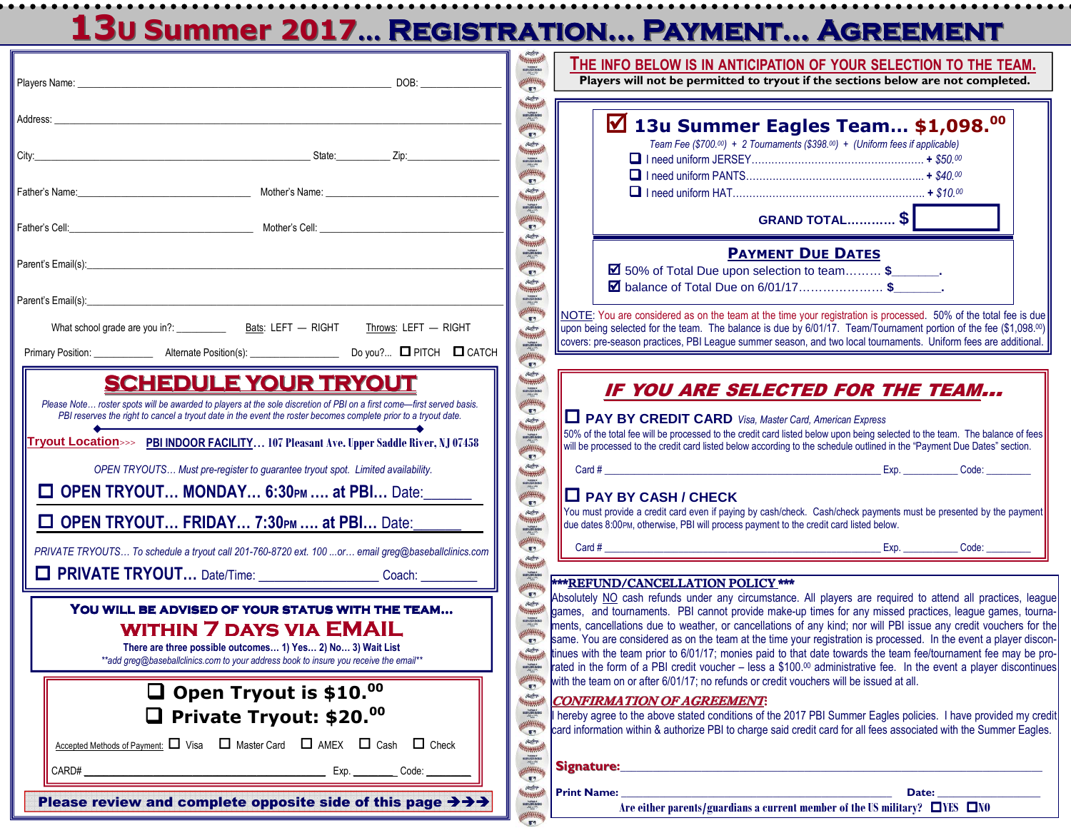# 13u Summer 2017... Registration... Payment... Agreement

Players Name: ______________________________ DOB: ______________

Address: ____________________________________________

City: ______________________________ State: __________ Zip: __________

Father's Name: ______________________ Mother's Name: ______________________

Father's Cell: ______________________ Mother's Cell: ______________________

Parent's Email(s): ____________________________________________

Parent's Email(s): ____________________________________________

What school grade are you in?: __________ Bats: LEFT — RIGHT Throws: LEFT — RIGHT

Primary Position: ____________ Alternate Position(s): ________________ Do you?... ☐ PITCH ☐ CATCH

## SCHEDULE YOUR TRYOUT

*Please Note… roster spots will be awarded to players at the sole discretion of PBI on a first come—first served basis. PBI reserves the right to cancel a tryout date in the event the roster becomes complete prior to a tryout date.*

**Tryout Location>>>** PBI INDOOR FACILITY… 107 Pleasant Ave. Upper Saddle River, NJ 07458

*OPEN TRYOUTS… Must pre-register to guarantee tryout spot. Limited availability.*

☐ **OPEN TRYOUT… MONDAY… 6:30PM …. at PBI…** Date:_______

☐ **OPEN TRYOUT… FRIDAY… 7:30PM …. at PBI…** Date:_______

*PRIVATE TRYOUTS… To schedule a tryout call 201-760-8720 ext. 100 …or… email greg@baseballclinics.com*

☐ **PRIVATE TRYOUT…** Date/Time: ________________ Coach: ________

**YOU WILL BE ADVISED OF YOUR STATUS WITH THE TEAM…**

**WITHIN 7 DAYS VIA EMAIL**

There are three possible outcomes… 1) Yes… 2) No… 3) Wait List

*\*\*add greg@baseballclinics.com to your address book to insure you receive the email\*\**

☐ **Open Tryout is $10.00**

☐ **Private Tryout: $20.00**

Accepted Methods of Payment: ☐ Visa ☐ Master Card ☐ AMEX ☐ Cash ☐ Check

CARD# ______________________________ Exp. ________ Code: ________

**Please review and complete opposite side of this page →→→**

## THE INFO BELOW IS IN ANTICIPATION OF YOUR SELECTION TO THE TEAM.

**Players will not be permitted to tryout if the sections below are not completed.**

☑ **13u Summer Eagles Team… $1,098.00**

*Team Fee ($700.00) + 2 Tournaments ($398.00) + (Uniform fees if applicable)*

☐ I need uniform JERSEY…………………………………… + $50.00

☐ I need uniform PANTS…………………………………… + $40.00

☐ I need uniform HAT……………………………………… + $10.00

**GRAND TOTAL……….. $** ________

### PAYMENT DUE DATES

☑ 50% of Total Due upon selection to team……… $_______.

☑ balance of Total Due on 6/01/17………………… $_______.

NOTE: You are considered as on the team at the time your registration is processed. 50% of the total fee is due upon being selected for the team. The balance is due by 6/01/17. Team/Tournament portion of the fee ($1,098.00) covers: pre-season practices, PBI League summer season, and two local tournaments. Uniform fees are additional.

## IF YOU ARE SELECTED FOR THE TEAM…

☐ **PAY BY CREDIT CARD** *Visa, Master Card, American Express*

50% of the total fee will be processed to the credit card listed below upon being selected to the team. The balance of fees will be processed to the credit card listed below according to the schedule outlined in the "Payment Due Dates" section.

Card # ______________________________ Exp. __________ Code: ________

☐ **PAY BY CASH / CHECK**

You must provide a credit card even if paying by cash/check. Cash/check payments must be presented by the payment due dates 8:00PM, otherwise, PBI will process payment to the credit card listed below.

Card # ______________________________ Exp. __________ Code: ________

**\*\*\*REFUND/CANCELLATION POLICY\*\*\***

Absolutely NO cash refunds under any circumstance. All players are required to attend all practices, league games, and tournaments. PBI cannot provide make-up times for any missed practices, league games, tournaments, cancellations due to weather, or cancellations of any kind; nor will PBI issue any credit vouchers for the same. You are considered as on the team at the time your registration is processed. In the event a player discontinues with the team prior to 6/01/17; monies paid to that date towards the team fee/tournament fee may be pro-rated in the form of a PBI credit voucher – less a $100.00 administrative fee. In the event a player discontinues with the team on or after 6/01/17; no refunds or credit vouchers will be issued at all.

***CONFIRMATION OF AGREEMENT:***

I hereby agree to the above stated conditions of the 2017 PBI Summer Eagles policies. I have provided my credit card information within & authorize PBI to charge said credit card for all fees associated with the Summer Eagles.

**Signature:** ____________________________________________

**Print Name:** ______________________________ **Date:** ______________

Are either parents/guardians a current member of the US military? ☐YES ☐NO